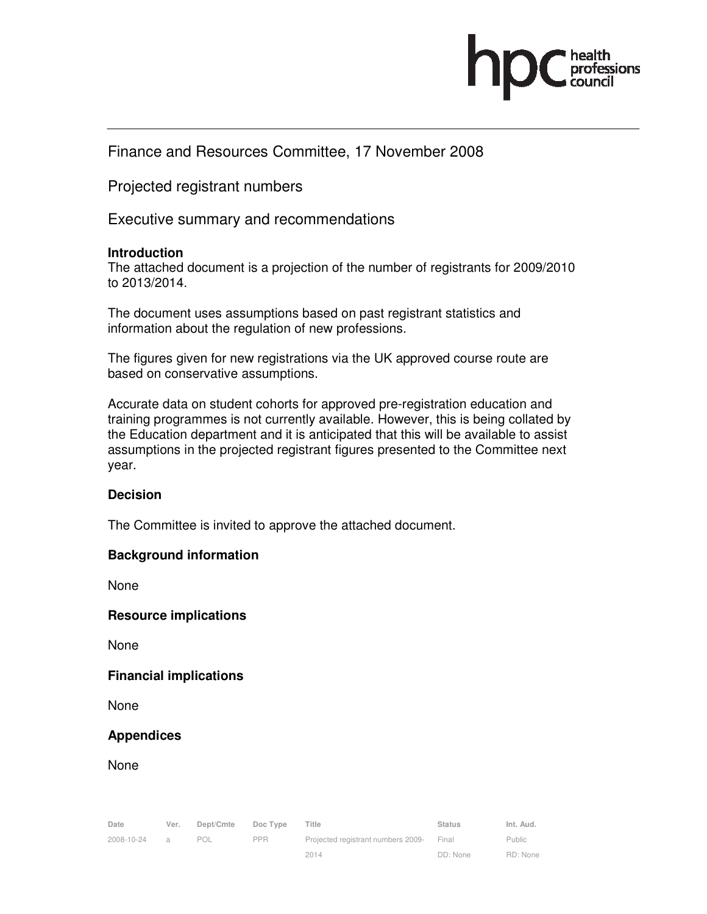Finance and Resources Committee, 17 November 2008

Projected registrant numbers

Executive summary and recommendations

**Introduction**

The attached document is a projection of the number of registrants for 2009/2010 to 2013/2014.

The document uses assumptions based on past registrant statistics and information about the regulation of new professions.

The figures given for new registrations via the UK approved course route are based on conservative assumptions.

Accurate data on student cohorts for approved pre-registration education and training programmes is not currently available. However, this is being collated by the Education department and it is anticipated that this will be available to assist assumptions in the projected registrant figures presented to the Committee next year.

**Decision**

The Committee is invited to approve the attached document.

**Background information**

None

**Resource implications**

None

**Financial implications**

None

**Appendices**

None

| Date | Ver. | Dept/Cmte | Doc Type | Title | Status | Int. Aud. |
|---|---|---|---|---|---|---|
| 2008-10-24 | a | POL | PPR | Projected registrant numbers 2009-2014 | Final<br>DD: None | Public<br>RD: None |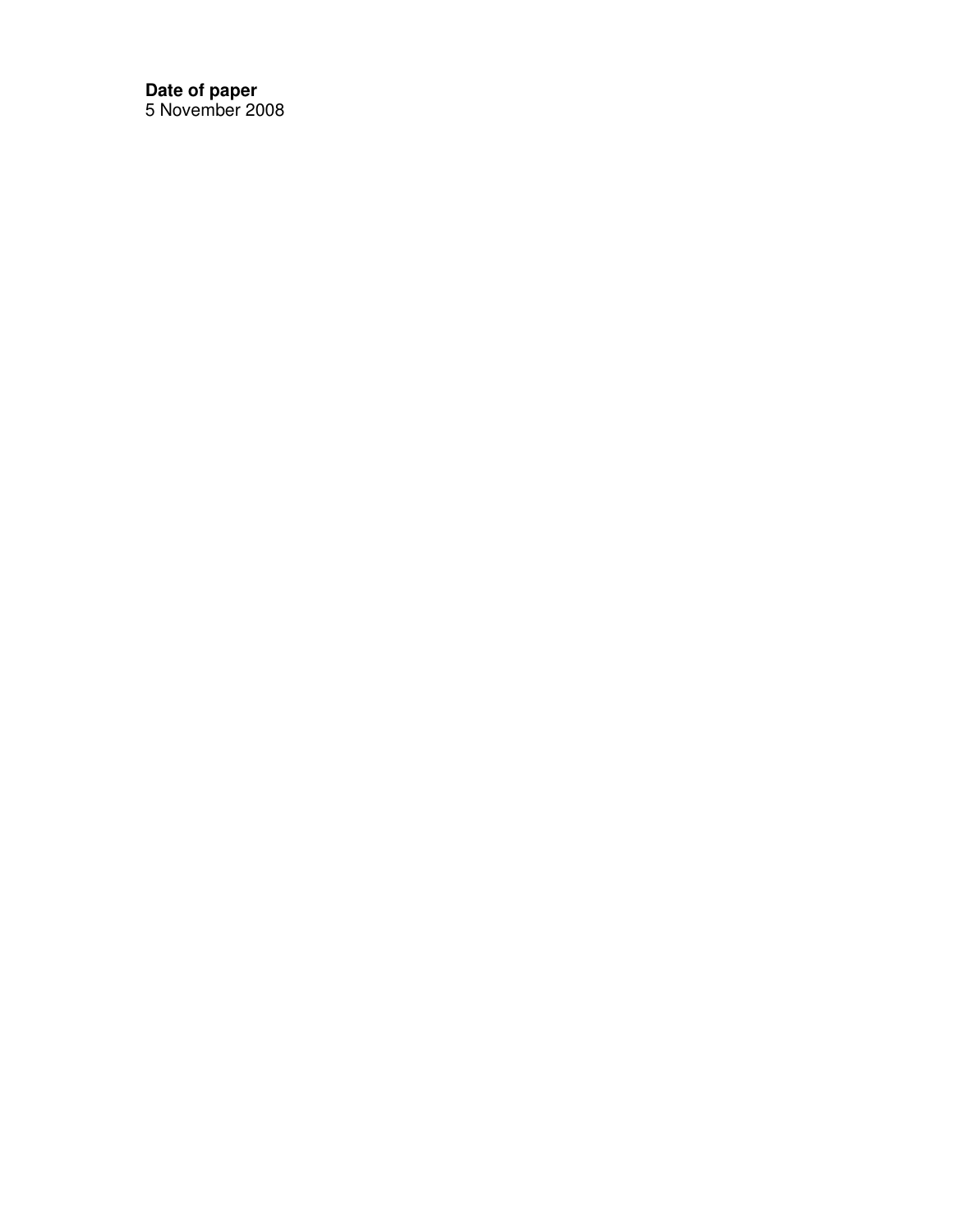**Date of paper**
5 November 2008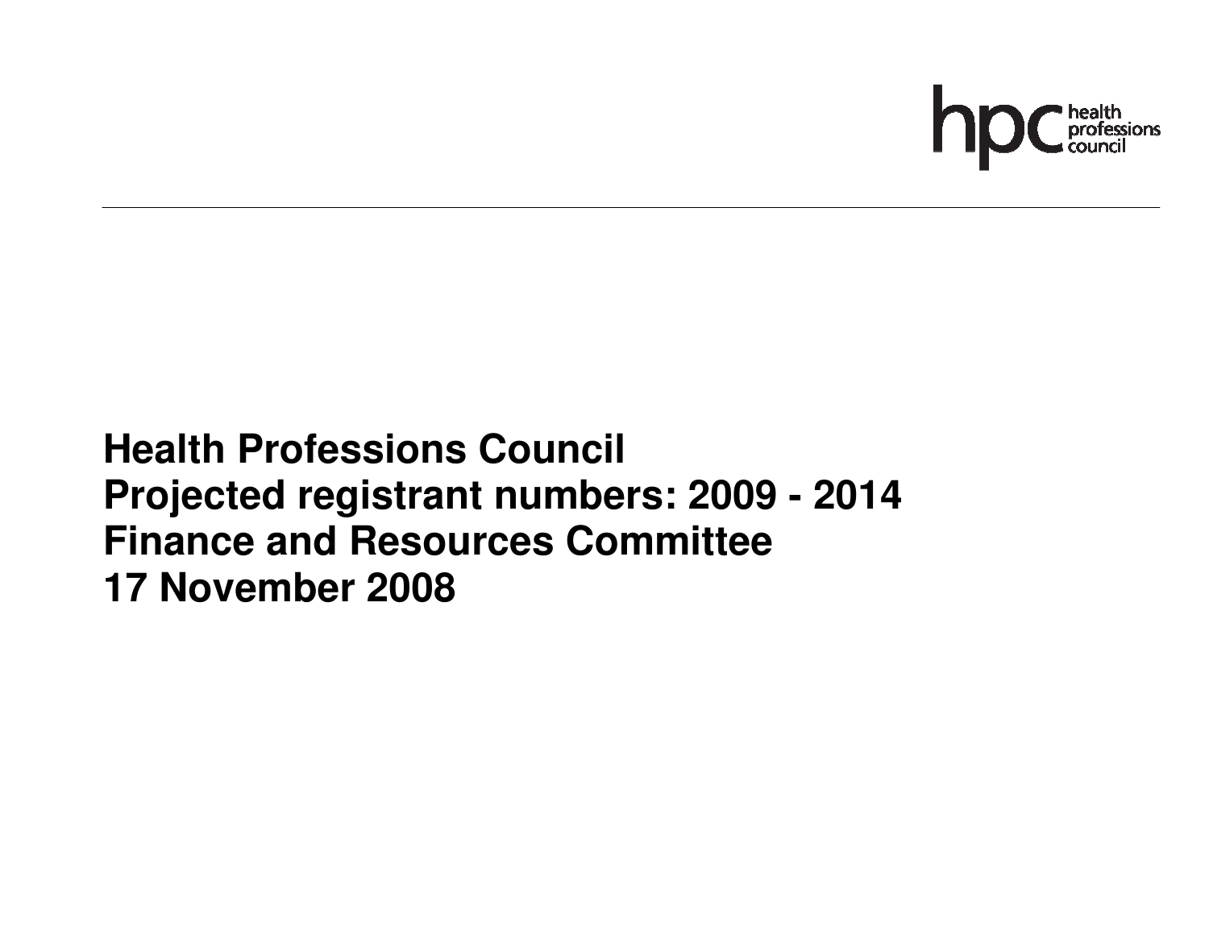**Health Professions Council**
**Projected registrant numbers: 2009 - 2014**
**Finance and Resources Committee**
**17 November 2008**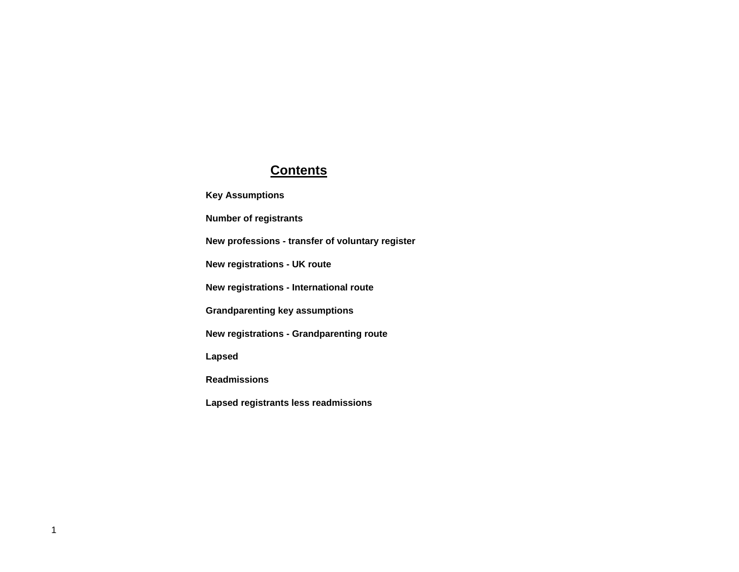# Contents

**Key Assumptions**

**Number of registrants**

**New professions - transfer of voluntary register**

**New registrations - UK route**

**New registrations - International route**

**Grandparenting key assumptions**

**New registrations - Grandparenting route**

**Lapsed**

**Readmissions**

**Lapsed registrants less readmissions**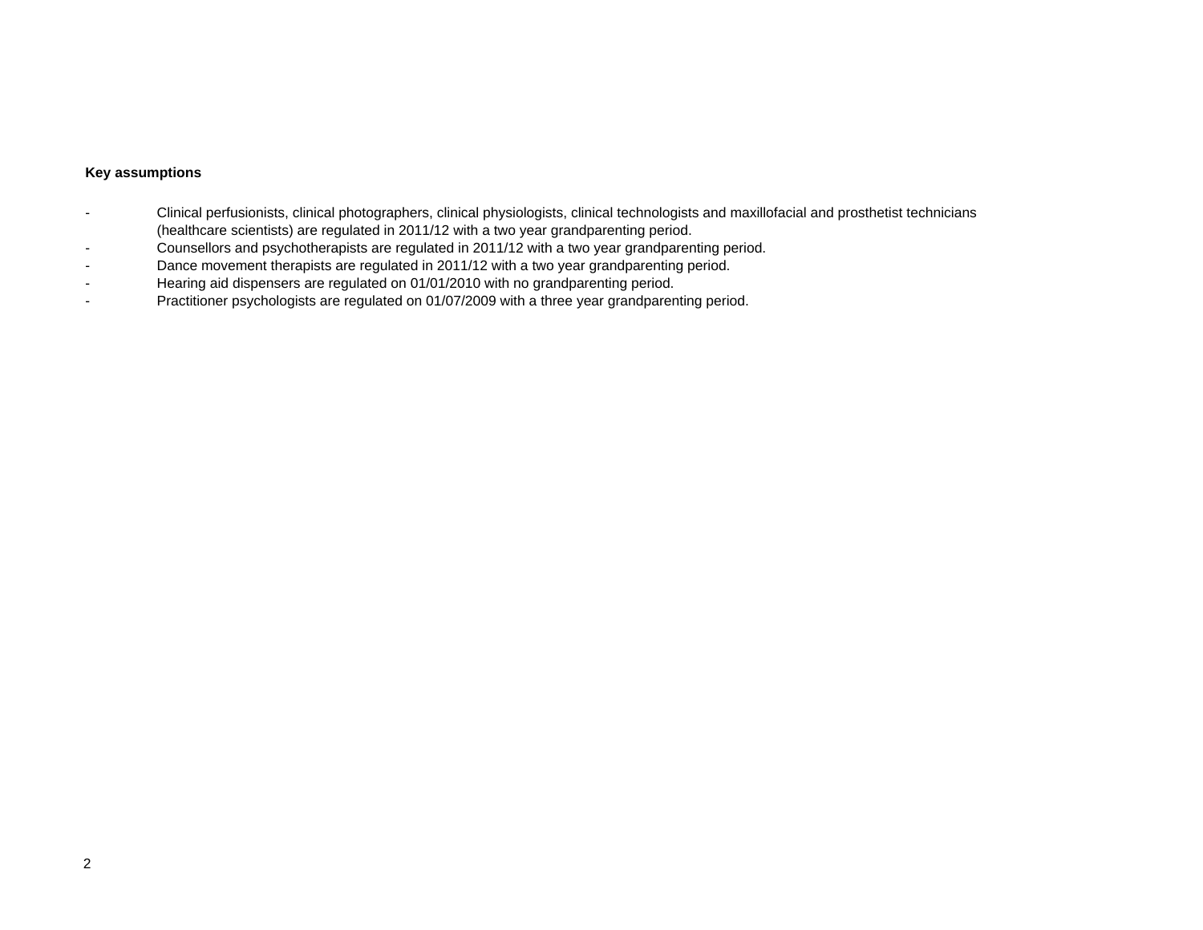**Key assumptions**

- Clinical perfusionists, clinical photographers, clinical physiologists, clinical technologists and maxillofacial and prosthetist technicians (healthcare scientists) are regulated in 2011/12 with a two year grandparenting period.
- Counsellors and psychotherapists are regulated in 2011/12 with a two year grandparenting period.
- Dance movement therapists are regulated in 2011/12 with a two year grandparenting period.
- Hearing aid dispensers are regulated on 01/01/2010 with no grandparenting period.
- Practitioner psychologists are regulated on 01/07/2009 with a three year grandparenting period.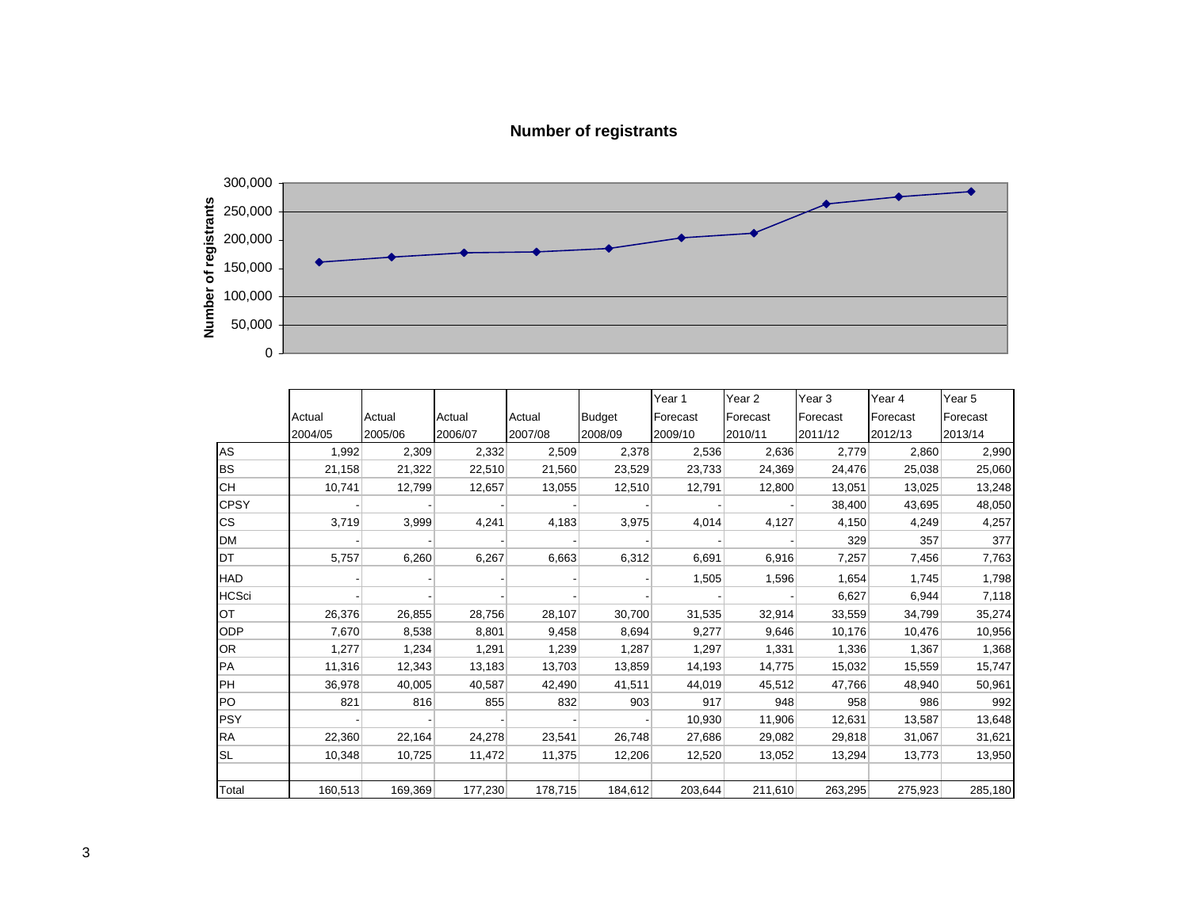## Number of registrants

|  | Actual 2004/05 | Actual 2005/06 | Actual 2006/07 | Actual 2007/08 | Budget 2008/09 | Year 1 Forecast 2009/10 | Year 2 Forecast 2010/11 | Year 3 Forecast 2011/12 | Year 4 Forecast 2012/13 | Year 5 Forecast 2013/14 |
|---|---|---|---|---|---|---|---|---|---|---|
| AS | 1,992 | 2,309 | 2,332 | 2,509 | 2,378 | 2,536 | 2,636 | 2,779 | 2,860 | 2,990 |
| BS | 21,158 | 21,322 | 22,510 | 21,560 | 23,529 | 23,733 | 24,369 | 24,476 | 25,038 | 25,060 |
| CH | 10,741 | 12,799 | 12,657 | 13,055 | 12,510 | 12,791 | 12,800 | 13,051 | 13,025 | 13,248 |
| CPSY | - | - | - | - | - | - | - | 38,400 | 43,695 | 48,050 |
| CS | 3,719 | 3,999 | 4,241 | 4,183 | 3,975 | 4,014 | 4,127 | 4,150 | 4,249 | 4,257 |
| DM | - | - | - | - | - | - | - | 329 | 357 | 377 |
| DT | 5,757 | 6,260 | 6,267 | 6,663 | 6,312 | 6,691 | 6,916 | 7,257 | 7,456 | 7,763 |
| HAD | - | - | - | - | - | 1,505 | 1,596 | 1,654 | 1,745 | 1,798 |
| HCSci | - | - | - | - | - | - | - | 6,627 | 6,944 | 7,118 |
| OT | 26,376 | 26,855 | 28,756 | 28,107 | 30,700 | 31,535 | 32,914 | 33,559 | 34,799 | 35,274 |
| ODP | 7,670 | 8,538 | 8,801 | 9,458 | 8,694 | 9,277 | 9,646 | 10,176 | 10,476 | 10,956 |
| OR | 1,277 | 1,234 | 1,291 | 1,239 | 1,287 | 1,297 | 1,331 | 1,336 | 1,367 | 1,368 |
| PA | 11,316 | 12,343 | 13,183 | 13,703 | 13,859 | 14,193 | 14,775 | 15,032 | 15,559 | 15,747 |
| PH | 36,978 | 40,005 | 40,587 | 42,490 | 41,511 | 44,019 | 45,512 | 47,766 | 48,940 | 50,961 |
| PO | 821 | 816 | 855 | 832 | 903 | 917 | 948 | 958 | 986 | 992 |
| PSY | - | - | - | - | - | 10,930 | 11,906 | 12,631 | 13,587 | 13,648 |
| RA | 22,360 | 22,164 | 24,278 | 23,541 | 26,748 | 27,686 | 29,082 | 29,818 | 31,067 | 31,621 |
| SL | 10,348 | 10,725 | 11,472 | 11,375 | 12,206 | 12,520 | 13,052 | 13,294 | 13,773 | 13,950 |
| | | | | | | | | | | |
| Total | 160,513 | 169,369 | 177,230 | 178,715 | 184,612 | 203,644 | 211,610 | 263,295 | 275,923 | 285,180 |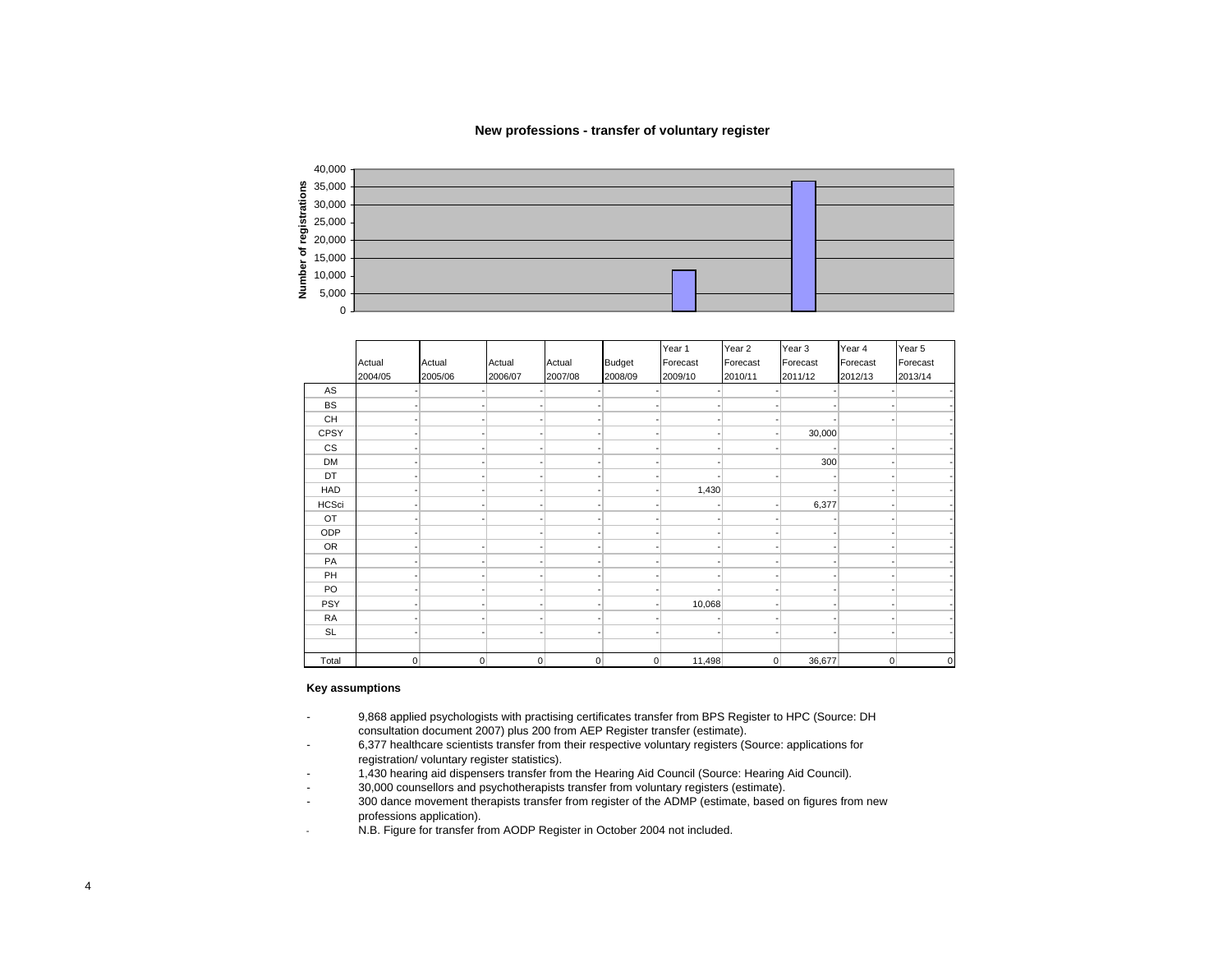### New professions - transfer of voluntary register

| | Actual 2004/05 | Actual 2005/06 | Actual 2006/07 | Actual 2007/08 | Budget 2008/09 | Year 1 Forecast 2009/10 | Year 2 Forecast 2010/11 | Year 3 Forecast 2011/12 | Year 4 Forecast 2012/13 | Year 5 Forecast 2013/14 |
|---|---|---|---|---|---|---|---|---|---|---|
| AS | - | - | - | - | - | - | - | - | - | - |
| BS | - | - | - | - | - | - | - | - | - | - |
| CH | - | - | - | - | - | - | - | - | - | - |
| CPSY | - | - | - | - | - | - | - | 30,000 | | - |
| CS | - | - | - | - | - | - | - | - | - | - |
| DM | - | - | - | - | - | - | | 300 | - | - |
| DT | - | - | - | - | - | - | - | - | - | - |
| HAD | - | - | - | - | - | 1,430 | | - | - | - |
| HCSci | - | - | - | - | - | - | - | 6,377 | - | - |
| OT | - | - | - | - | - | - | - | - | - | - |
| ODP | - | | - | - | - | - | - | - | - | - |
| OR | - | - | - | - | - | - | - | - | - | - |
| PA | - | - | - | - | - | - | - | - | - | - |
| PH | - | - | - | - | - | - | - | - | - | - |
| PO | - | - | - | - | - | - | - | - | - | - |
| PSY | - | - | - | - | - | 10,068 | - | - | - | - |
| RA | - | - | - | - | - | - | - | - | - | - |
| SL | - | - | - | - | - | - | - | - | - | - |
| Total | 0 | 0 | 0 | 0 | 0 | 11,498 | 0 | 36,677 | 0 | 0 |

**Key assumptions**

- 9,868 applied psychologists with practising certificates transfer from BPS Register to HPC (Source: DH consultation document 2007) plus 200 from AEP Register transfer (estimate).
- 6,377 healthcare scientists transfer from their respective voluntary registers (Source: applications for registration/ voluntary register statistics).
- 1,430 hearing aid dispensers transfer from the Hearing Aid Council (Source: Hearing Aid Council).
- 30,000 counsellors and psychotherapists transfer from voluntary registers (estimate).
- 300 dance movement therapists transfer from register of the ADMP (estimate, based on figures from new professions application).
- N.B. Figure for transfer from AODP Register in October 2004 not included.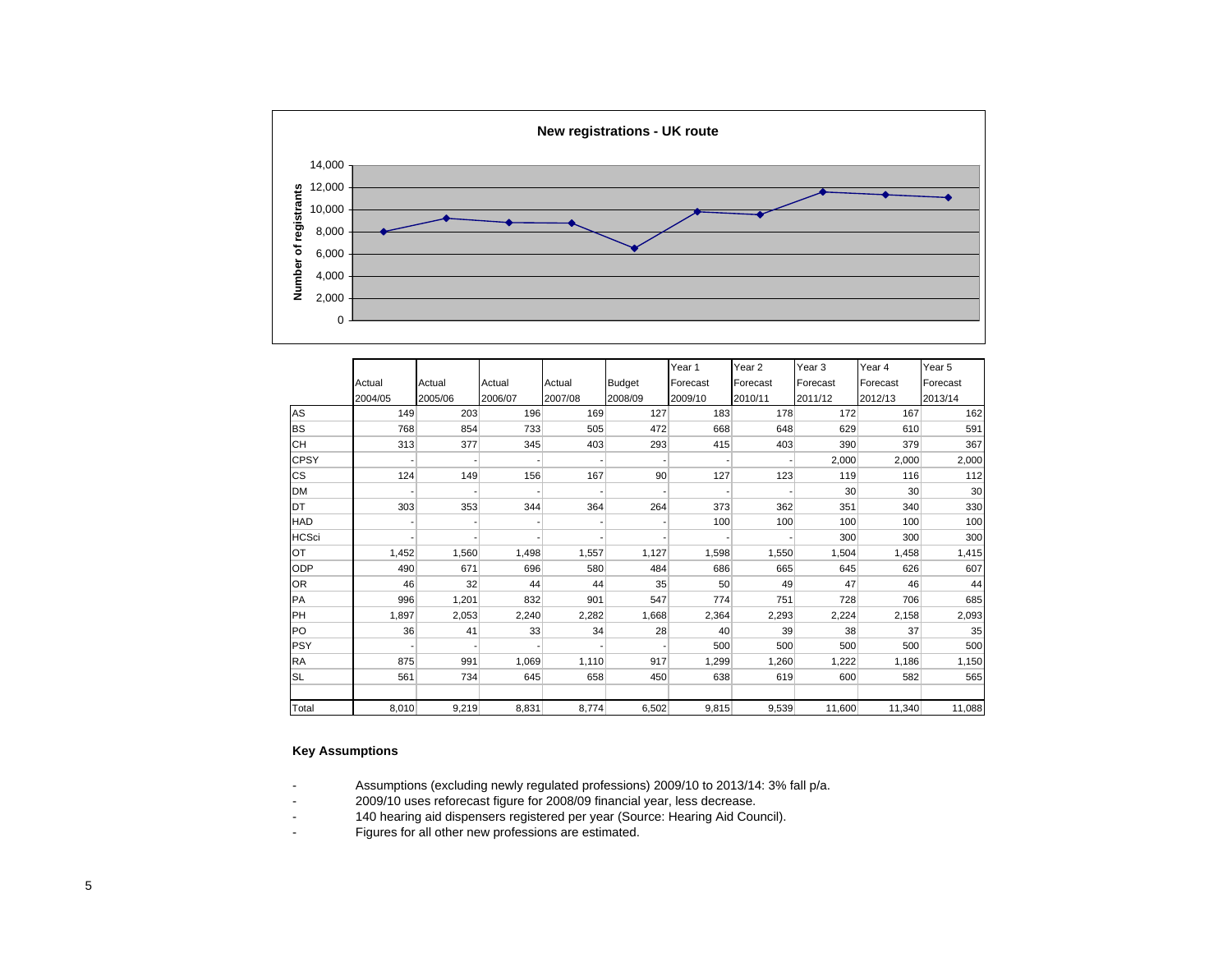**New registrations - UK route**

| | Actual 2004/05 | Actual 2005/06 | Actual 2006/07 | Actual 2007/08 | Budget 2008/09 | Year 1 Forecast 2009/10 | Year 2 Forecast 2010/11 | Year 3 Forecast 2011/12 | Year 4 Forecast 2012/13 | Year 5 Forecast 2013/14 |
|---|---|---|---|---|---|---|---|---|---|---|
| AS | 149 | 203 | 196 | 169 | 127 | 183 | 178 | 172 | 167 | 162 |
| BS | 768 | 854 | 733 | 505 | 472 | 668 | 648 | 629 | 610 | 591 |
| CH | 313 | 377 | 345 | 403 | 293 | 415 | 403 | 390 | 379 | 367 |
| CPSY | - | - | - | - | - | - | - | 2,000 | 2,000 | 2,000 |
| CS | 124 | 149 | 156 | 167 | 90 | 127 | 123 | 119 | 116 | 112 |
| DM | - | - | - | - | - | - | - | 30 | 30 | 30 |
| DT | 303 | 353 | 344 | 364 | 264 | 373 | 362 | 351 | 340 | 330 |
| HAD | - | - | - | - | - | 100 | 100 | 100 | 100 | 100 |
| HCSci | - | - | - | - | - | - | - | 300 | 300 | 300 |
| OT | 1,452 | 1,560 | 1,498 | 1,557 | 1,127 | 1,598 | 1,550 | 1,504 | 1,458 | 1,415 |
| ODP | 490 | 671 | 696 | 580 | 484 | 686 | 665 | 645 | 626 | 607 |
| OR | 46 | 32 | 44 | 44 | 35 | 50 | 49 | 47 | 46 | 44 |
| PA | 996 | 1,201 | 832 | 901 | 547 | 774 | 751 | 728 | 706 | 685 |
| PH | 1,897 | 2,053 | 2,240 | 2,282 | 1,668 | 2,364 | 2,293 | 2,224 | 2,158 | 2,093 |
| PO | 36 | 41 | 33 | 34 | 28 | 40 | 39 | 38 | 37 | 35 |
| PSY | - | - | - | - | - | 500 | 500 | 500 | 500 | 500 |
| RA | 875 | 991 | 1,069 | 1,110 | 917 | 1,299 | 1,260 | 1,222 | 1,186 | 1,150 |
| SL | 561 | 734 | 645 | 658 | 450 | 638 | 619 | 600 | 582 | 565 |
| Total | 8,010 | 9,219 | 8,831 | 8,774 | 6,502 | 9,815 | 9,539 | 11,600 | 11,340 | 11,088 |

**Key Assumptions**

- Assumptions (excluding newly regulated professions) 2009/10 to 2013/14: 3% fall p/a.
- 2009/10 uses reforecast figure for 2008/09 financial year, less decrease.
- 140 hearing aid dispensers registered per year (Source: Hearing Aid Council).
- Figures for all other new professions are estimated.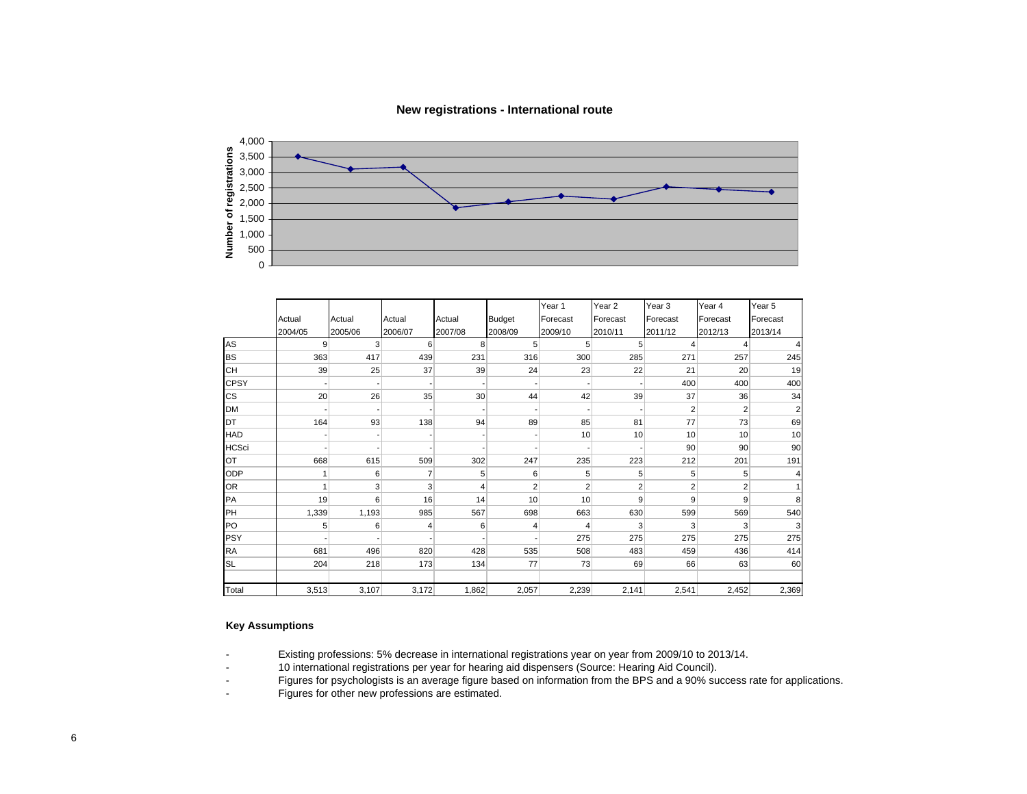## New registrations - International route

| | Actual 2004/05 | Actual 2005/06 | Actual 2006/07 | Actual 2007/08 | Budget 2008/09 | Year 1 Forecast 2009/10 | Year 2 Forecast 2010/11 | Year 3 Forecast 2011/12 | Year 4 Forecast 2012/13 | Year 5 Forecast 2013/14 |
|---|---|---|---|---|---|---|---|---|---|---|
| AS | 9 | 3 | 6 | 8 | 5 | 5 | 5 | 4 | 4 | 4 |
| BS | 363 | 417 | 439 | 231 | 316 | 300 | 285 | 271 | 257 | 245 |
| CH | 39 | 25 | 37 | 39 | 24 | 23 | 22 | 21 | 20 | 19 |
| CPSY | - | - | - | - | - | - | - | 400 | 400 | 400 |
| CS | 20 | 26 | 35 | 30 | 44 | 42 | 39 | 37 | 36 | 34 |
| DM | - | - | - | - | - | - | - | 2 | 2 | 2 |
| DT | 164 | 93 | 138 | 94 | 89 | 85 | 81 | 77 | 73 | 69 |
| HAD | - | - | - | - | - | 10 | 10 | 10 | 10 | 10 |
| HCSci | - | - | - | - | - | - | - | 90 | 90 | 90 |
| OT | 668 | 615 | 509 | 302 | 247 | 235 | 223 | 212 | 201 | 191 |
| ODP | 1 | 6 | 7 | 5 | 6 | 5 | 5 | 5 | 5 | 4 |
| OR | 1 | 3 | 3 | 4 | 2 | 2 | 2 | 2 | 2 | 1 |
| PA | 19 | 6 | 16 | 14 | 10 | 10 | 9 | 9 | 9 | 8 |
| PH | 1,339 | 1,193 | 985 | 567 | 698 | 663 | 630 | 599 | 569 | 540 |
| PO | 5 | 6 | 4 | 6 | 4 | 4 | 3 | 3 | 3 | 3 |
| PSY | - | - | - | - | - | 275 | 275 | 275 | 275 | 275 |
| RA | 681 | 496 | 820 | 428 | 535 | 508 | 483 | 459 | 436 | 414 |
| SL | 204 | 218 | 173 | 134 | 77 | 73 | 69 | 66 | 63 | 60 |
| Total | 3,513 | 3,107 | 3,172 | 1,862 | 2,057 | 2,239 | 2,141 | 2,541 | 2,452 | 2,369 |

**Key Assumptions**

- Existing professions: 5% decrease in international registrations year on year from 2009/10 to 2013/14.
- 10 international registrations per year for hearing aid dispensers (Source: Hearing Aid Council).
- Figures for psychologists is an average figure based on information from the BPS and a 90% success rate for applications.
- Figures for other new professions are estimated.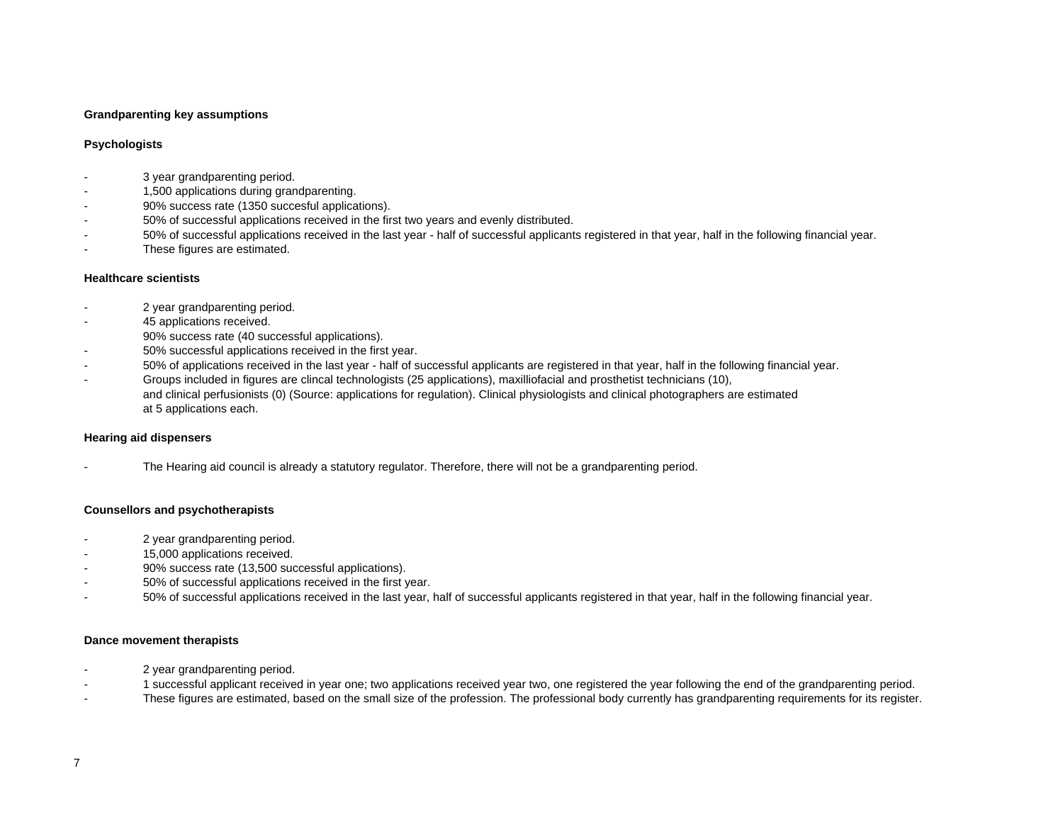**Grandparenting key assumptions**

**Psychologists**

- 3 year grandparenting period.
- 1,500 applications during grandparenting.
- 90% success rate (1350 succesful applications).
- 50% of successful applications received in the first two years and evenly distributed.
- 50% of successful applications received in the last year - half of successful applicants registered in that year, half in the following financial year.
- These figures are estimated.

**Healthcare scientists**

- 2 year grandparenting period.
- 45 applications received.
  90% success rate (40 successful applications).
- 50% successful applications received in the first year.
- 50% of applications received in the last year - half of successful applicants are registered in that year, half in the following financial year.
- Groups included in figures are clincal technologists (25 applications), maxilliofacial and prosthetist technicians (10), and clinical perfusionists (0) (Source: applications for regulation). Clinical physiologists and clinical photographers are estimated at 5 applications each.

**Hearing aid dispensers**

- The Hearing aid council is already a statutory regulator. Therefore, there will not be a grandparenting period.

**Counsellors and psychotherapists**

- 2 year grandparenting period.
- 15,000 applications received.
- 90% success rate (13,500 successful applications).
- 50% of successful applications received in the first year.
- 50% of successful applications received in the last year, half of successful applicants registered in that year, half in the following financial year.

**Dance movement therapists**

- 2 year grandparenting period.
- 1 successful applicant received in year one; two applications received year two, one registered the year following the end of the grandparenting period.
- These figures are estimated, based on the small size of the profession. The professional body currently has grandparenting requirements for its register.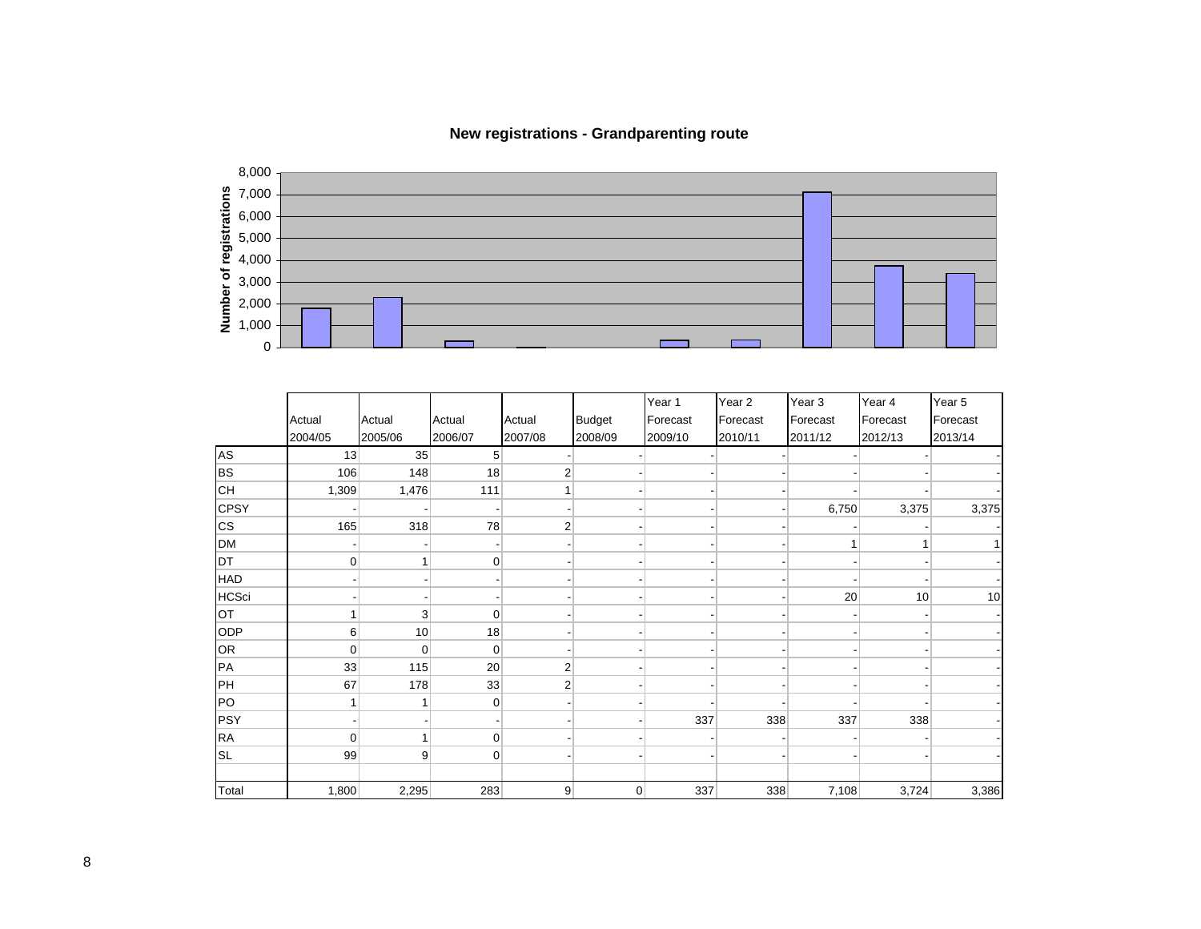## New registrations - Grandparenting route

| | Actual 2004/05 | Actual 2005/06 | Actual 2006/07 | Actual 2007/08 | Budget 2008/09 | Year 1 Forecast 2009/10 | Year 2 Forecast 2010/11 | Year 3 Forecast 2011/12 | Year 4 Forecast 2012/13 | Year 5 Forecast 2013/14 |
|---|---|---|---|---|---|---|---|---|---|---|
| AS | 13 | 35 | 5 | - | - | - | - | - | - | - |
| BS | 106 | 148 | 18 | 2 | - | - | - | - | - | - |
| CH | 1,309 | 1,476 | 111 | 1 | - | - | - | - | - | - |
| CPSY | - | - | - | - | - | - | - | 6,750 | 3,375 | 3,375 |
| CS | 165 | 318 | 78 | 2 | - | - | - | - | - | - |
| DM | - | - | - | - | - | - | - | 1 | 1 | 1 |
| DT | 0 | 1 | 0 | - | - | - | - | - | - | - |
| HAD | - | - | - | - | - | - | - | - | - | - |
| HCSci | - | - | - | - | - | - | - | 20 | 10 | 10 |
| OT | 1 | 3 | 0 | - | - | - | - | - | - | - |
| ODP | 6 | 10 | 18 | - | - | - | - | - | - | - |
| OR | 0 | 0 | 0 | - | - | - | - | - | - | - |
| PA | 33 | 115 | 20 | 2 | - | - | - | - | - | - |
| PH | 67 | 178 | 33 | 2 | - | - | - | - | - | - |
| PO | 1 | 1 | 0 | - | - | - | - | - | - | - |
| PSY | - | - | - | - | - | 337 | 338 | 337 | 338 | - |
| RA | 0 | 1 | 0 | - | - | - | - | - | - | - |
| SL | 99 | 9 | 0 | - | - | - | - | - | - | - |
| | | | | | | | | | | |
| Total | 1,800 | 2,295 | 283 | 9 | 0 | 337 | 338 | 7,108 | 3,724 | 3,386 |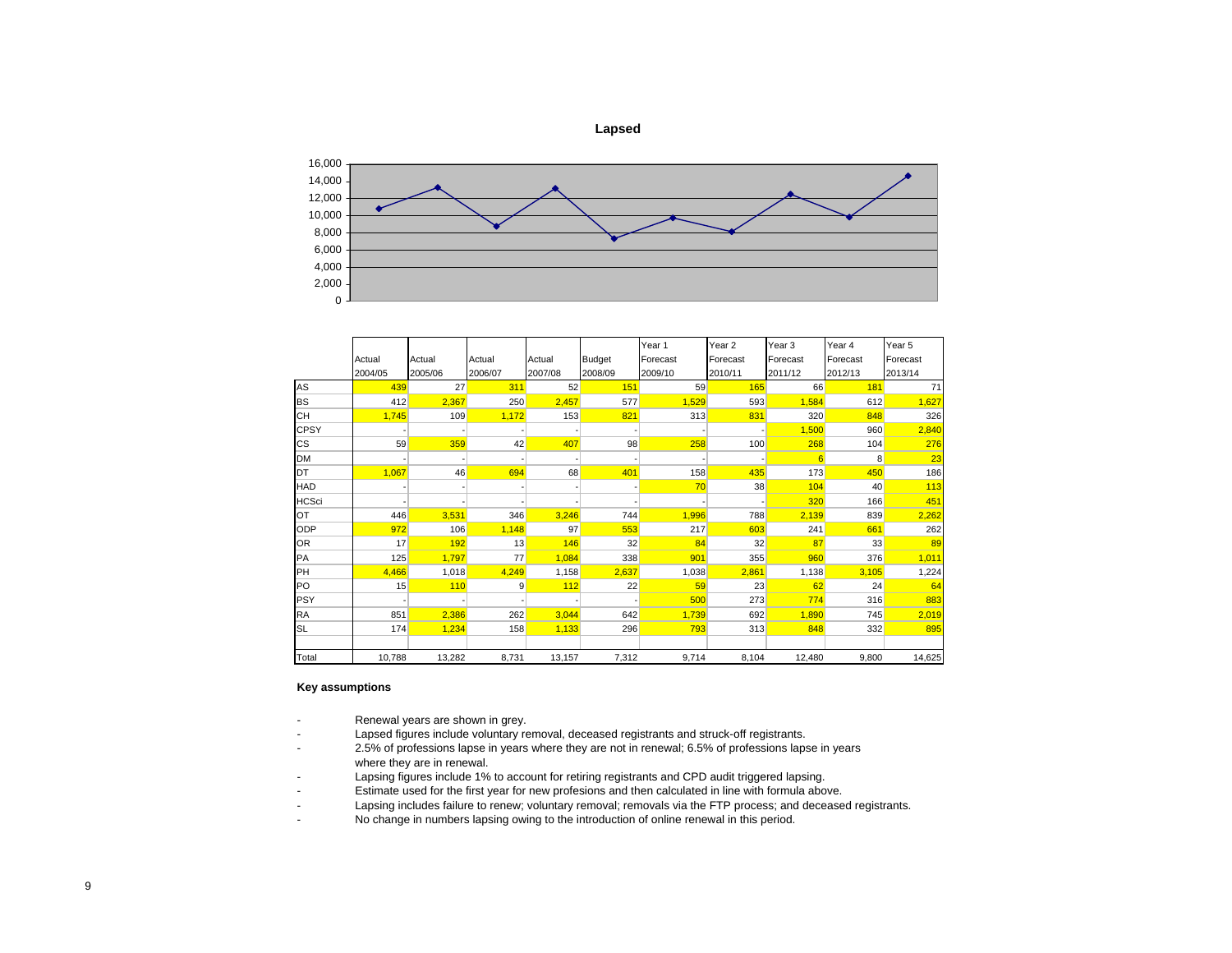## Lapsed

| | Actual 2004/05 | Actual 2005/06 | Actual 2006/07 | Actual 2007/08 | Budget 2008/09 | Year 1 Forecast 2009/10 | Year 2 Forecast 2010/11 | Year 3 Forecast 2011/12 | Year 4 Forecast 2012/13 | Year 5 Forecast 2013/14 |
|---|---|---|---|---|---|---|---|---|---|---|
| AS | 439 | 27 | 311 | 52 | 151 | 59 | 165 | 66 | 181 | 71 |
| BS | 412 | 2,367 | 250 | 2,457 | 577 | 1,529 | 593 | 1,584 | 612 | 1,627 |
| CH | 1,745 | 109 | 1,172 | 153 | 821 | 313 | 831 | 320 | 848 | 326 |
| CPSY | - | - | - | - | - | - | - | 1,500 | 960 | 2,840 |
| CS | 59 | 359 | 42 | 407 | 98 | 258 | 100 | 268 | 104 | 276 |
| DM | - | - | - | - | - | - | - | 6 | 8 | 23 |
| DT | 1,067 | 46 | 694 | 68 | 401 | 158 | 435 | 173 | 450 | 186 |
| HAD | - | - | - | - | - | 70 | 38 | 104 | 40 | 113 |
| HCSci | - | - | - | - | - | - | - | 320 | 166 | 451 |
| OT | 446 | 3,531 | 346 | 3,246 | 744 | 1,996 | 788 | 2,139 | 839 | 2,262 |
| ODP | 972 | 106 | 1,148 | 97 | 553 | 217 | 603 | 241 | 661 | 262 |
| OR | 17 | 192 | 13 | 146 | 32 | 84 | 32 | 87 | 33 | 89 |
| PA | 125 | 1,797 | 77 | 1,084 | 338 | 901 | 355 | 960 | 376 | 1,011 |
| PH | 4,466 | 1,018 | 4,249 | 1,158 | 2,637 | 1,038 | 2,861 | 1,138 | 3,105 | 1,224 |
| PO | 15 | 110 | 9 | 112 | 22 | 59 | 23 | 62 | 24 | 64 |
| PSY | - | - | - | - | - | 500 | 273 | 774 | 316 | 883 |
| RA | 851 | 2,386 | 262 | 3,044 | 642 | 1,739 | 692 | 1,890 | 745 | 2,019 |
| SL | 174 | 1,234 | 158 | 1,133 | 296 | 793 | 313 | 848 | 332 | 895 |
| Total | 10,788 | 13,282 | 8,731 | 13,157 | 7,312 | 9,714 | 8,104 | 12,480 | 9,800 | 14,625 |

**Key assumptions**

- Renewal years are shown in grey.
- Lapsed figures include voluntary removal, deceased registrants and struck-off registrants.
- 2.5% of professions lapse in years where they are not in renewal; 6.5% of professions lapse in years where they are in renewal.
- Lapsing figures include 1% to account for retiring registrants and CPD audit triggered lapsing.
- Estimate used for the first year for new profesions and then calculated in line with formula above.
- Lapsing includes failure to renew; voluntary removal; removals via the FTP process; and deceased registrants.
- No change in numbers lapsing owing to the introduction of online renewal in this period.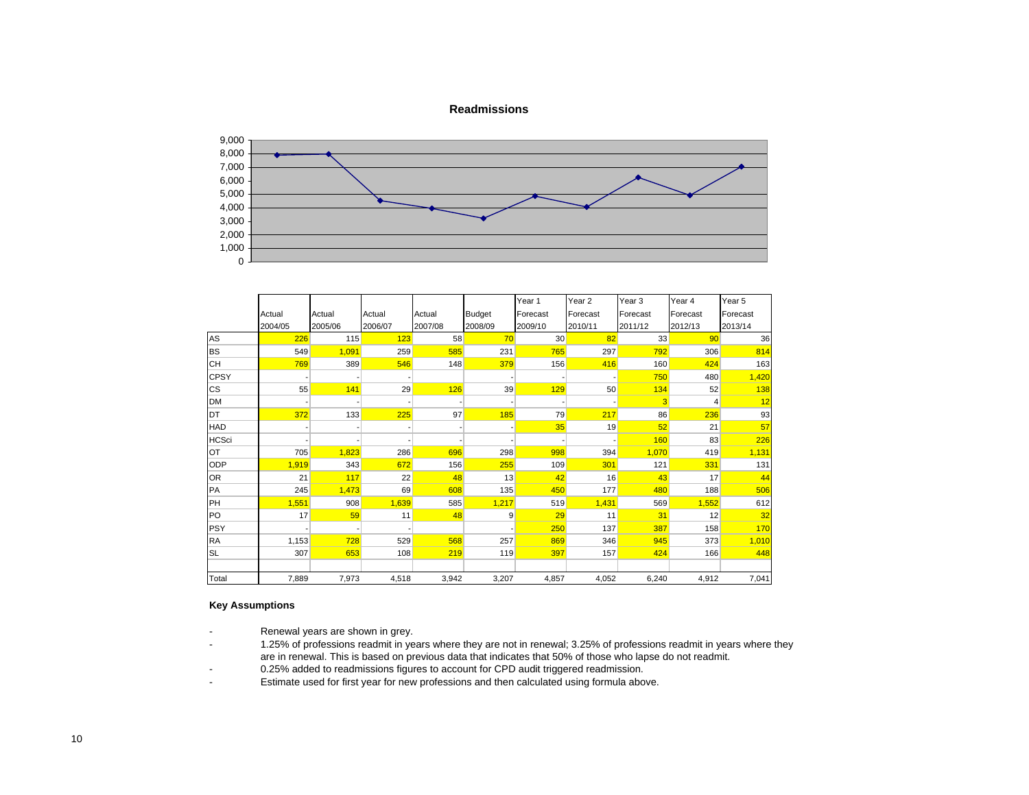## Readmissions

| | Actual 2004/05 | Actual 2005/06 | Actual 2006/07 | Actual 2007/08 | Budget 2008/09 | Year 1 Forecast 2009/10 | Year 2 Forecast 2010/11 | Year 3 Forecast 2011/12 | Year 4 Forecast 2012/13 | Year 5 Forecast 2013/14 |
|---|---|---|---|---|---|---|---|---|---|---|
| AS | 226 | 115 | 123 | 58 | 70 | 30 | 82 | 33 | 90 | 36 |
| BS | 549 | 1,091 | 259 | 585 | 231 | 765 | 297 | 792 | 306 | 814 |
| CH | 769 | 389 | 546 | 148 | 379 | 156 | 416 | 160 | 424 | 163 |
| CPSY | - | - | - | | - | - | - | 750 | 480 | 1,420 |
| CS | 55 | 141 | 29 | 126 | 39 | 129 | 50 | 134 | 52 | 138 |
| DM | - | - | - | - | - | - | - | 3 | 4 | 12 |
| DT | 372 | 133 | 225 | 97 | 185 | 79 | 217 | 86 | 236 | 93 |
| HAD | - | - | - | - | - | 35 | 19 | 52 | 21 | 57 |
| HCSci | - | - | - | - | - | - | - | 160 | 83 | 226 |
| OT | 705 | 1,823 | 286 | 696 | 298 | 998 | 394 | 1,070 | 419 | 1,131 |
| ODP | 1,919 | 343 | 672 | 156 | 255 | 109 | 301 | 121 | 331 | 131 |
| OR | 21 | 117 | 22 | 48 | 13 | 42 | 16 | 43 | 17 | 44 |
| PA | 245 | 1,473 | 69 | 608 | 135 | 450 | 177 | 480 | 188 | 506 |
| PH | 1,551 | 908 | 1,639 | 585 | 1,217 | 519 | 1,431 | 569 | 1,552 | 612 |
| PO | 17 | 59 | 11 | 48 | 9 | 29 | 11 | 31 | 12 | 32 |
| PSY | - | - | - | | - | 250 | 137 | 387 | 158 | 170 |
| RA | 1,153 | 728 | 529 | 568 | 257 | 869 | 346 | 945 | 373 | 1,010 |
| SL | 307 | 653 | 108 | 219 | 119 | 397 | 157 | 424 | 166 | 448 |
| | | | | | | | | | | |
| Total | 7,889 | 7,973 | 4,518 | 3,942 | 3,207 | 4,857 | 4,052 | 6,240 | 4,912 | 7,041 |

### Key Assumptions

- Renewal years are shown in grey.
- 1.25% of professions readmit in years where they are not in renewal; 3.25% of professions readmit in years where they are in renewal. This is based on previous data that indicates that 50% of those who lapse do not readmit.
- 0.25% added to readmissions figures to account for CPD audit triggered readmission.
- Estimate used for first year for new professions and then calculated using formula above.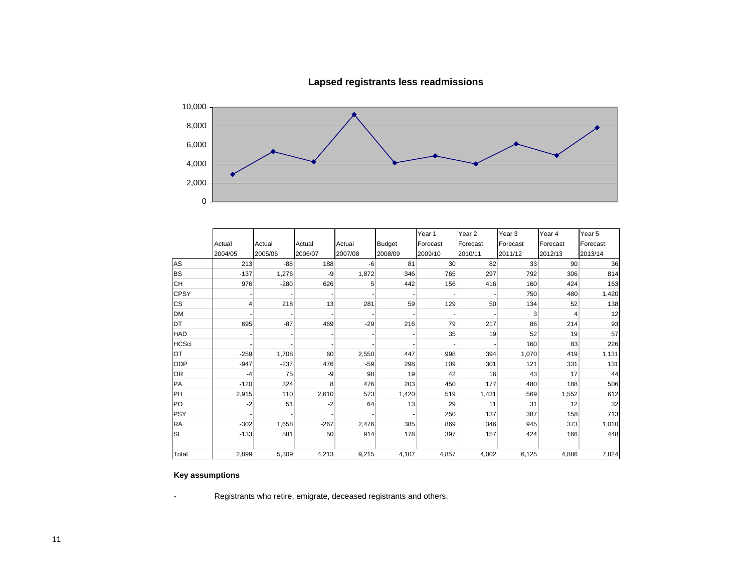## Lapsed registrants less readmissions

| | Actual 2004/05 | Actual 2005/06 | Actual 2006/07 | Actual 2007/08 | Budget 2008/09 | Year 1 Forecast 2009/10 | Year 2 Forecast 2010/11 | Year 3 Forecast 2011/12 | Year 4 Forecast 2012/13 | Year 5 Forecast 2013/14 |
|---|---|---|---|---|---|---|---|---|---|---|
| AS | 213 | -88 | 188 | -6 | 81 | 30 | 82 | 33 | 90 | 36 |
| BS | -137 | 1,276 | -9 | 1,872 | 346 | 765 | 297 | 792 | 306 | 814 |
| CH | 976 | -280 | 626 | 5 | 442 | 156 | 416 | 160 | 424 | 163 |
| CPSY | - | - | - | - | - | - | - | 750 | 480 | 1,420 |
| CS | 4 | 218 | 13 | 281 | 59 | 129 | 50 | 134 | 52 | 138 |
| DM | - | - | - | - | - | - | - | 3 | 4 | 12 |
| DT | 695 | -87 | 469 | -29 | 216 | 79 | 217 | 86 | 214 | 93 |
| HAD | - | - | - | - | - | 35 | 19 | 52 | 19 | 57 |
| HCSci | - | - | - | - | - | - | - | 160 | 83 | 226 |
| OT | -259 | 1,708 | 60 | 2,550 | 447 | 998 | 394 | 1,070 | 419 | 1,131 |
| ODP | -947 | -237 | 476 | -59 | 298 | 109 | 301 | 121 | 331 | 131 |
| OR | -4 | 75 | -9 | 98 | 19 | 42 | 16 | 43 | 17 | 44 |
| PA | -120 | 324 | 8 | 476 | 203 | 450 | 177 | 480 | 188 | 506 |
| PH | 2,915 | 110 | 2,610 | 573 | 1,420 | 519 | 1,431 | 569 | 1,552 | 612 |
| PO | -2 | 51 | -2 | 64 | 13 | 29 | 11 | 31 | 12 | 32 |
| PSY | - | - | - | - | - | 250 | 137 | 387 | 158 | 713 |
| RA | -302 | 1,658 | -267 | 2,476 | 385 | 869 | 346 | 945 | 373 | 1,010 |
| SL | -133 | 581 | 50 | 914 | 178 | 397 | 157 | 424 | 166 | 448 |
| | | | | | | | | | | |
| Total | 2,899 | 5,309 | 4,213 | 9,215 | 4,107 | 4,857 | 4,002 | 6,125 | 4,886 | 7,824 |

**Key assumptions**

- Registrants who retire, emigrate, deceased registrants and others.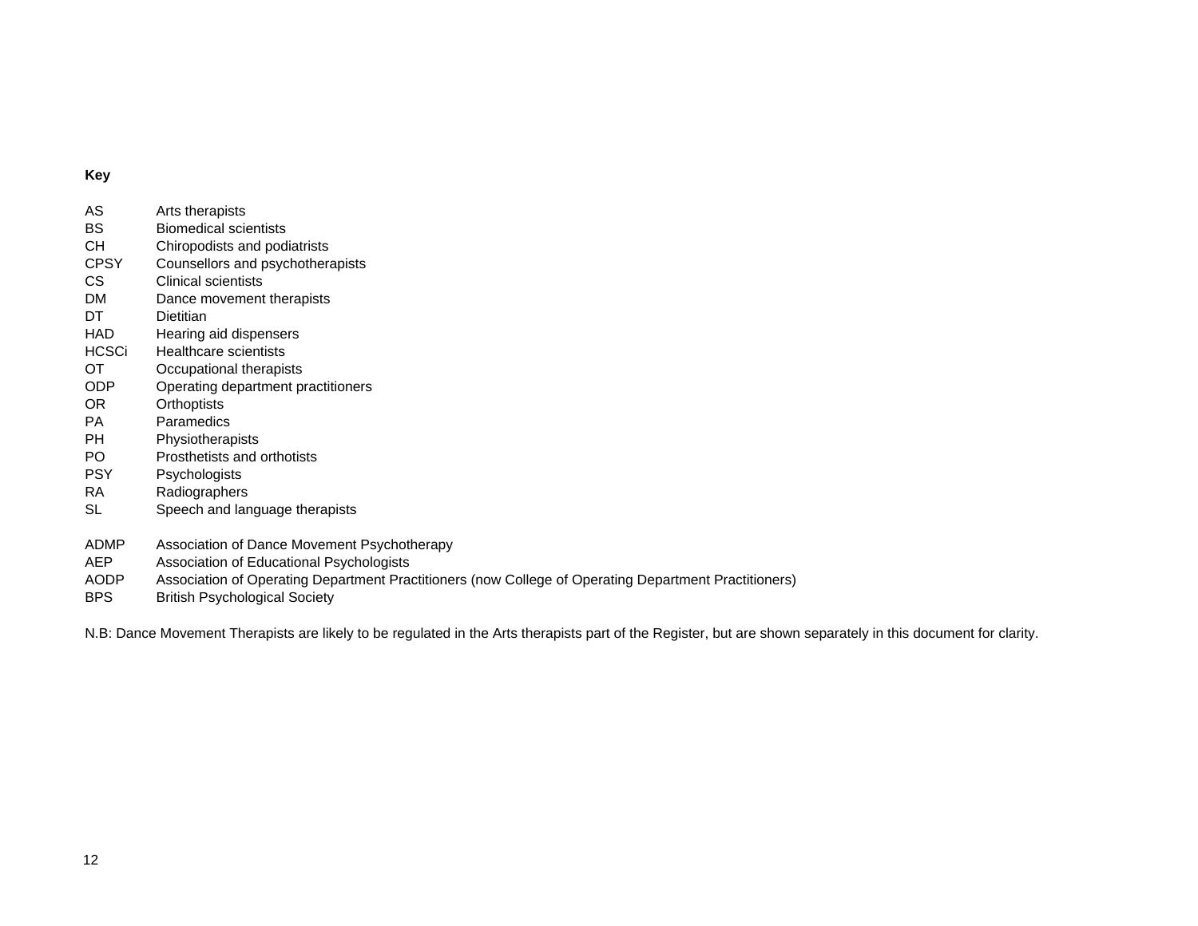**Key**

| | |
|---|---|
| AS | Arts therapists |
| BS | Biomedical scientists |
| CH | Chiropodists and podiatrists |
| CPSY | Counsellors and psychotherapists |
| CS | Clinical scientists |
| DM | Dance movement therapists |
| DT | Dietitian |
| HAD | Hearing aid dispensers |
| HCSCi | Healthcare scientists |
| OT | Occupational therapists |
| ODP | Operating department practitioners |
| OR | Orthoptists |
| PA | Paramedics |
| PH | Physiotherapists |
| PO | Prosthetists and orthotists |
| PSY | Psychologists |
| RA | Radiographers |
| SL | Speech and language therapists |

| | |
|---|---|
| ADMP | Association of Dance Movement Psychotherapy |
| AEP | Association of Educational Psychologists |
| AODP | Association of Operating Department Practitioners (now College of Operating Department Practitioners) |
| BPS | British Psychological Society |

N.B: Dance Movement Therapists are likely to be regulated in the Arts therapists part of the Register, but are shown separately in this document for clarity.